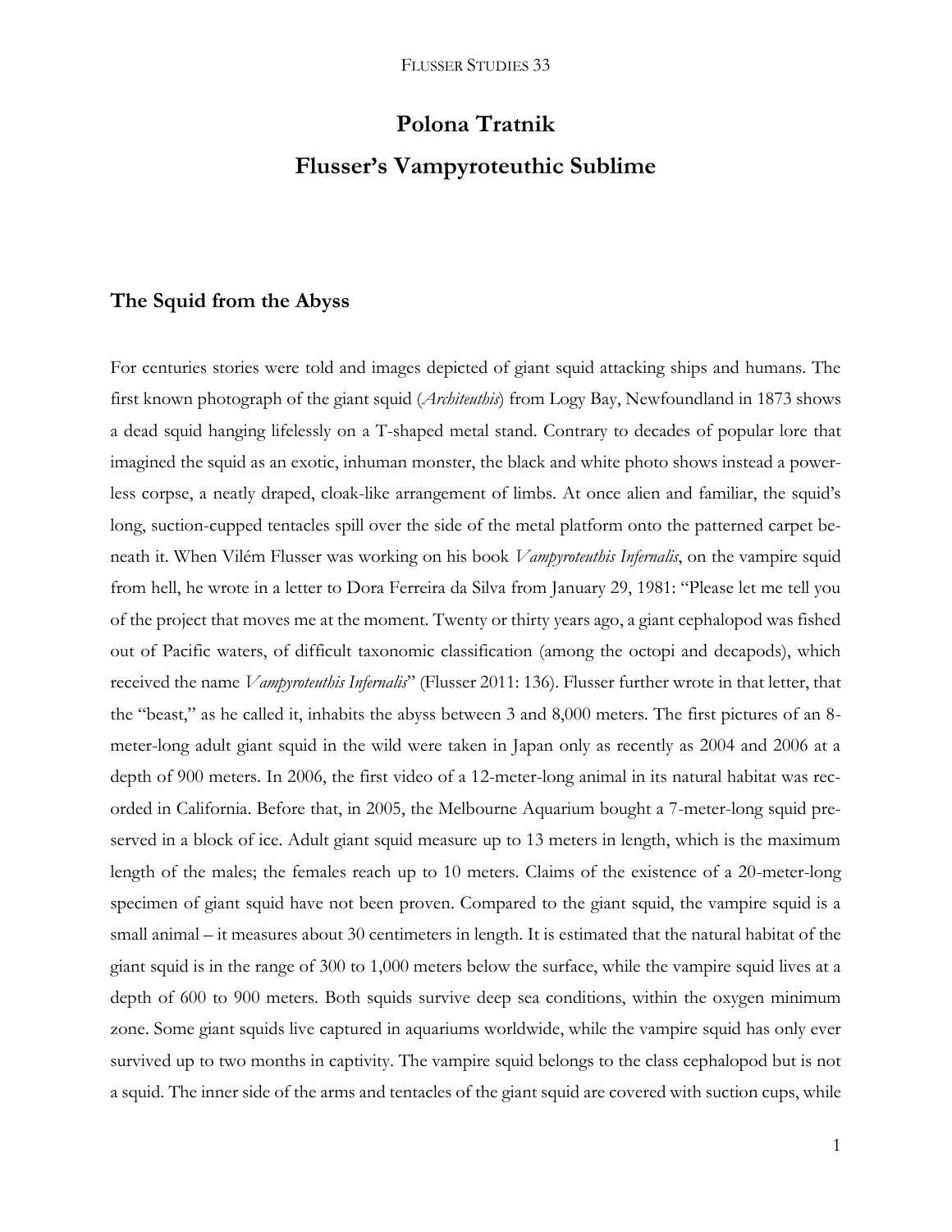# Polona Tratnik

# Flusser's Vampyroteuthic Sublime

## The Squid from the Abyss

For centuries stories were told and images depicted of giant squid attacking ships and humans. The first known photograph of the giant squid (*Architeuthis*) from Logy Bay, Newfoundland in 1873 shows a dead squid hanging lifelessly on a T-shaped metal stand. Contrary to decades of popular lore that imagined the squid as an exotic, inhuman monster, the black and white photo shows instead a powerless corpse, a neatly draped, cloak-like arrangement of limbs. At once alien and familiar, the squid's long, suction-cupped tentacles spill over the side of the metal platform onto the patterned carpet beneath it. When Vilém Flusser was working on his book *Vampyroteuthis Infernalis*, on the vampire squid from hell, he wrote in a letter to Dora Ferreira da Silva from January 29, 1981: "Please let me tell you of the project that moves me at the moment. Twenty or thirty years ago, a giant cephalopod was fished out of Pacific waters, of difficult taxonomic classification (among the octopi and decapods), which received the name *Vampyroteuthis Infernalis*" (Flusser 2011: 136). Flusser further wrote in that letter, that the "beast," as he called it, inhabits the abyss between 3 and 8,000 meters. The first pictures of an 8-meter-long adult giant squid in the wild were taken in Japan only as recently as 2004 and 2006 at a depth of 900 meters. In 2006, the first video of a 12-meter-long animal in its natural habitat was recorded in California. Before that, in 2005, the Melbourne Aquarium bought a 7-meter-long squid preserved in a block of ice. Adult giant squid measure up to 13 meters in length, which is the maximum length of the males; the females reach up to 10 meters. Claims of the existence of a 20-meter-long specimen of giant squid have not been proven. Compared to the giant squid, the vampire squid is a small animal – it measures about 30 centimeters in length. It is estimated that the natural habitat of the giant squid is in the range of 300 to 1,000 meters below the surface, while the vampire squid lives at a depth of 600 to 900 meters. Both squids survive deep sea conditions, within the oxygen minimum zone. Some giant squids live captured in aquariums worldwide, while the vampire squid has only ever survived up to two months in captivity. The vampire squid belongs to the class cephalopod but is not a squid. The inner side of the arms and tentacles of the giant squid are covered with suction cups, while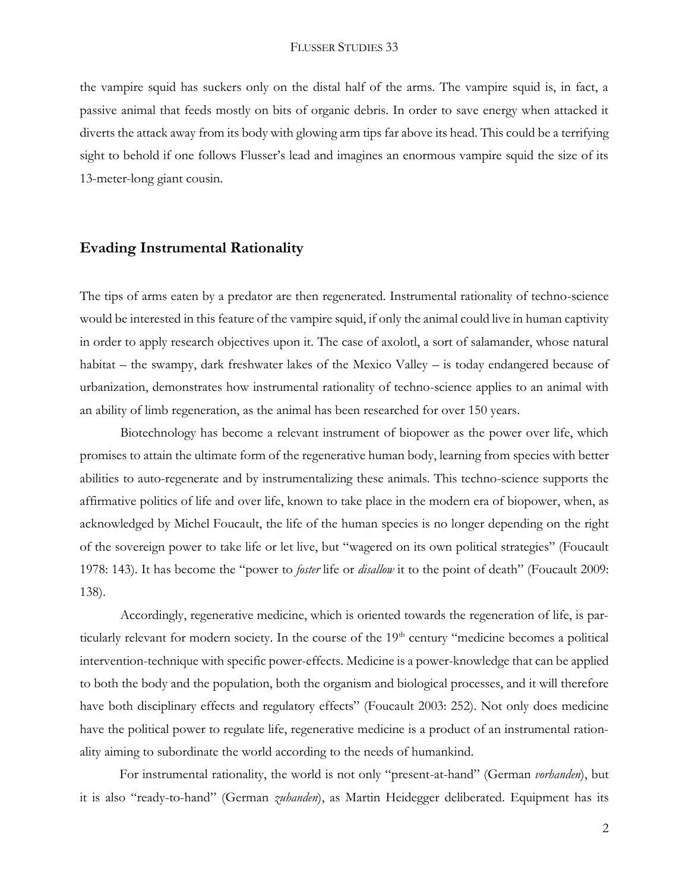the vampire squid has suckers only on the distal half of the arms. The vampire squid is, in fact, a passive animal that feeds mostly on bits of organic debris. In order to save energy when attacked it diverts the attack away from its body with glowing arm tips far above its head. This could be a terrifying sight to behold if one follows Flusser's lead and imagines an enormous vampire squid the size of its 13-meter-long giant cousin.

## Evading Instrumental Rationality

The tips of arms eaten by a predator are then regenerated. Instrumental rationality of techno-science would be interested in this feature of the vampire squid, if only the animal could live in human captivity in order to apply research objectives upon it. The case of axolotl, a sort of salamander, whose natural habitat – the swampy, dark freshwater lakes of the Mexico Valley – is today endangered because of urbanization, demonstrates how instrumental rationality of techno-science applies to an animal with an ability of limb regeneration, as the animal has been researched for over 150 years.

Biotechnology has become a relevant instrument of biopower as the power over life, which promises to attain the ultimate form of the regenerative human body, learning from species with better abilities to auto-regenerate and by instrumentalizing these animals. This techno-science supports the affirmative politics of life and over life, known to take place in the modern era of biopower, when, as acknowledged by Michel Foucault, the life of the human species is no longer depending on the right of the sovereign power to take life or let live, but "wagered on its own political strategies" (Foucault 1978: 143). It has become the "power to *foster* life or *disallow* it to the point of death" (Foucault 2009: 138).

Accordingly, regenerative medicine, which is oriented towards the regeneration of life, is particularly relevant for modern society. In the course of the 19th century "medicine becomes a political intervention-technique with specific power-effects. Medicine is a power-knowledge that can be applied to both the body and the population, both the organism and biological processes, and it will therefore have both disciplinary effects and regulatory effects" (Foucault 2003: 252). Not only does medicine have the political power to regulate life, regenerative medicine is a product of an instrumental rationality aiming to subordinate the world according to the needs of humankind.

For instrumental rationality, the world is not only "present-at-hand" (German *vorhanden*), but it is also "ready-to-hand" (German *zuhanden*), as Martin Heidegger deliberated. Equipment has its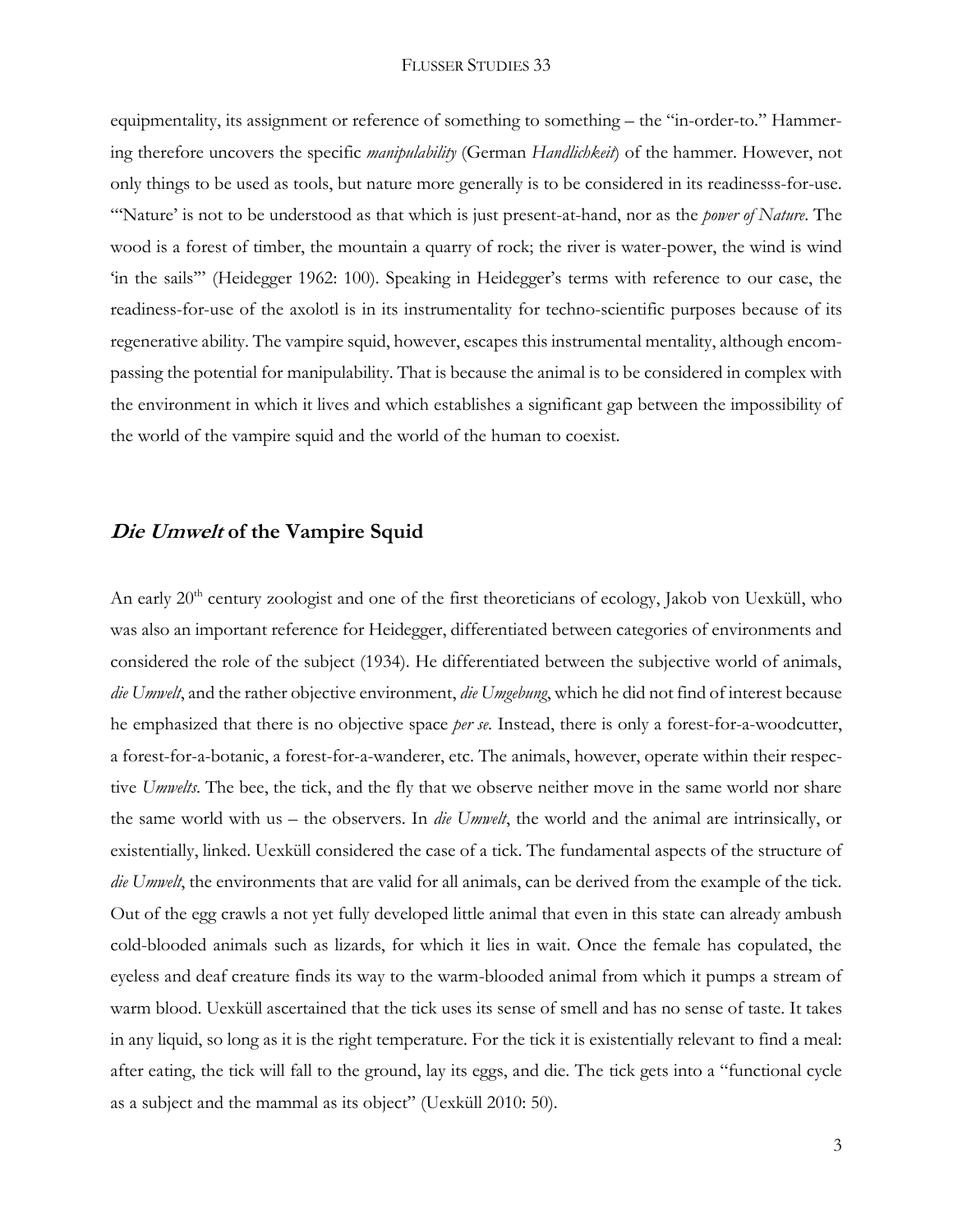equipmentality, its assignment or reference of something to something – the "in-order-to." Hammering therefore uncovers the specific *manipulability* (German *Handlichkeit*) of the hammer. However, not only things to be used as tools, but nature more generally is to be considered in its readinesss-for-use. "'Nature' is not to be understood as that which is just present-at-hand, nor as the *power of Nature*. The wood is a forest of timber, the mountain a quarry of rock; the river is water-power, the wind is wind 'in the sails'" (Heidegger 1962: 100). Speaking in Heidegger's terms with reference to our case, the readiness-for-use of the axolotl is in its instrumentality for techno-scientific purposes because of its regenerative ability. The vampire squid, however, escapes this instrumental mentality, although encompassing the potential for manipulability. That is because the animal is to be considered in complex with the environment in which it lives and which establishes a significant gap between the impossibility of the world of the vampire squid and the world of the human to coexist.

## *Die Umwelt* of the Vampire Squid

An early 20th century zoologist and one of the first theoreticians of ecology, Jakob von Uexküll, who was also an important reference for Heidegger, differentiated between categories of environments and considered the role of the subject (1934). He differentiated between the subjective world of animals, *die Umwelt*, and the rather objective environment, *die Umgebung*, which he did not find of interest because he emphasized that there is no objective space *per se*. Instead, there is only a forest-for-a-woodcutter, a forest-for-a-botanic, a forest-for-a-wanderer, etc. The animals, however, operate within their respective *Umwelts*. The bee, the tick, and the fly that we observe neither move in the same world nor share the same world with us – the observers. In *die Umwelt*, the world and the animal are intrinsically, or existentially, linked. Uexküll considered the case of a tick. The fundamental aspects of the structure of *die Umwelt*, the environments that are valid for all animals, can be derived from the example of the tick. Out of the egg crawls a not yet fully developed little animal that even in this state can already ambush cold-blooded animals such as lizards, for which it lies in wait. Once the female has copulated, the eyeless and deaf creature finds its way to the warm-blooded animal from which it pumps a stream of warm blood. Uexküll ascertained that the tick uses its sense of smell and has no sense of taste. It takes in any liquid, so long as it is the right temperature. For the tick it is existentially relevant to find a meal: after eating, the tick will fall to the ground, lay its eggs, and die. The tick gets into a "functional cycle as a subject and the mammal as its object" (Uexküll 2010: 50).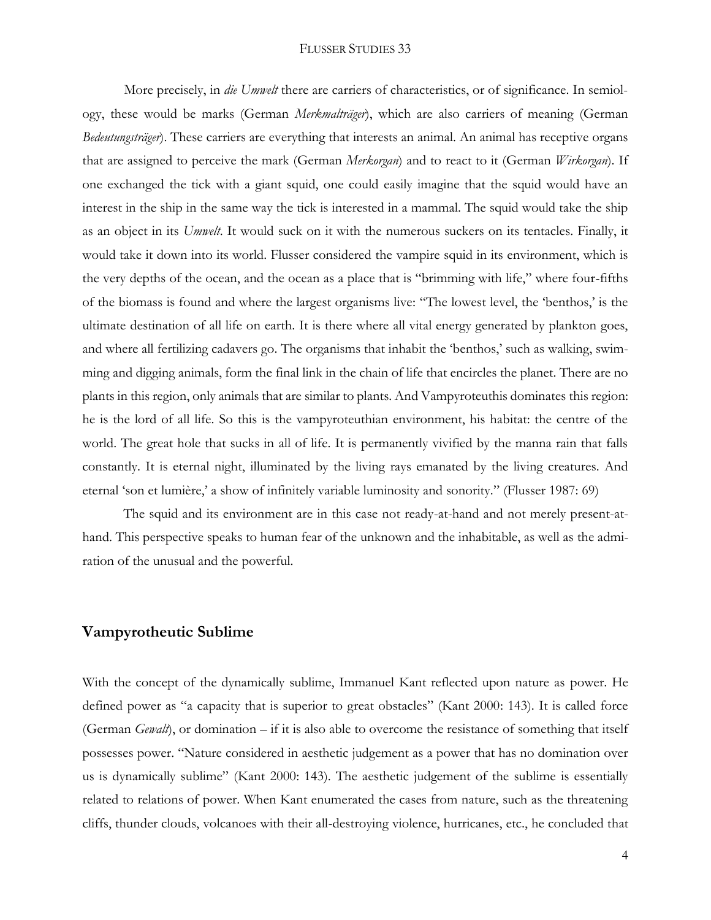More precisely, in *die Umwelt* there are carriers of characteristics, or of significance. In semiology, these would be marks (German *Merkmalträger*), which are also carriers of meaning (German *Bedeutungsträger*). These carriers are everything that interests an animal. An animal has receptive organs that are assigned to perceive the mark (German *Merkorgan*) and to react to it (German *Wirkorgan*). If one exchanged the tick with a giant squid, one could easily imagine that the squid would have an interest in the ship in the same way the tick is interested in a mammal. The squid would take the ship as an object in its *Umwelt*. It would suck on it with the numerous suckers on its tentacles. Finally, it would take it down into its world. Flusser considered the vampire squid in its environment, which is the very depths of the ocean, and the ocean as a place that is "brimming with life," where four-fifths of the biomass is found and where the largest organisms live: "The lowest level, the 'benthos,' is the ultimate destination of all life on earth. It is there where all vital energy generated by plankton goes, and where all fertilizing cadavers go. The organisms that inhabit the 'benthos,' such as walking, swimming and digging animals, form the final link in the chain of life that encircles the planet. There are no plants in this region, only animals that are similar to plants. And Vampyroteuthis dominates this region: he is the lord of all life. So this is the vampyroteuthian environment, his habitat: the centre of the world. The great hole that sucks in all of life. It is permanently vivified by the manna rain that falls constantly. It is eternal night, illuminated by the living rays emanated by the living creatures. And eternal 'son et lumière,' a show of infinitely variable luminosity and sonority." (Flusser 1987: 69)

The squid and its environment are in this case not ready-at-hand and not merely present-at-hand. This perspective speaks to human fear of the unknown and the inhabitable, as well as the admiration of the unusual and the powerful.

## Vampyrotheutic Sublime

With the concept of the dynamically sublime, Immanuel Kant reflected upon nature as power. He defined power as "a capacity that is superior to great obstacles" (Kant 2000: 143). It is called force (German *Gewalt*), or domination – if it is also able to overcome the resistance of something that itself possesses power. "Nature considered in aesthetic judgement as a power that has no domination over us is dynamically sublime" (Kant 2000: 143). The aesthetic judgement of the sublime is essentially related to relations of power. When Kant enumerated the cases from nature, such as the threatening cliffs, thunder clouds, volcanoes with their all-destroying violence, hurricanes, etc., he concluded that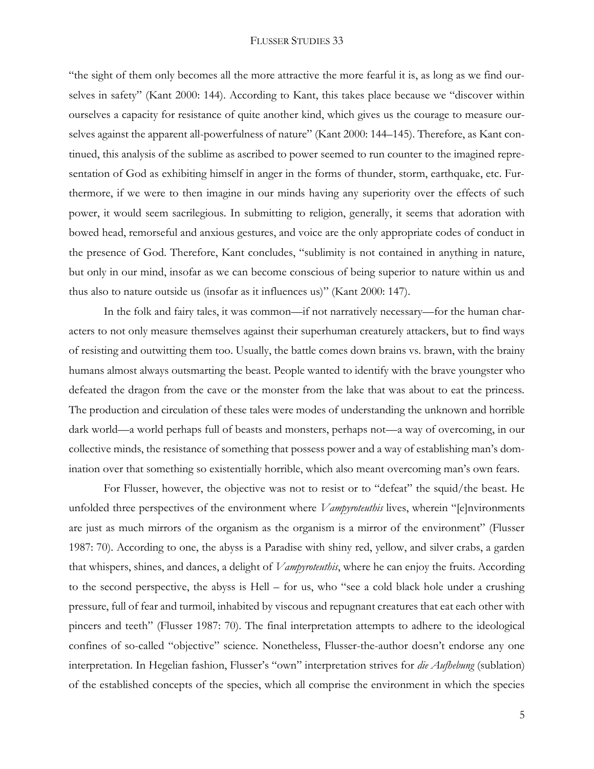"the sight of them only becomes all the more attractive the more fearful it is, as long as we find ourselves in safety" (Kant 2000: 144). According to Kant, this takes place because we "discover within ourselves a capacity for resistance of quite another kind, which gives us the courage to measure ourselves against the apparent all-powerfulness of nature" (Kant 2000: 144–145). Therefore, as Kant continued, this analysis of the sublime as ascribed to power seemed to run counter to the imagined representation of God as exhibiting himself in anger in the forms of thunder, storm, earthquake, etc. Furthermore, if we were to then imagine in our minds having any superiority over the effects of such power, it would seem sacrilegious. In submitting to religion, generally, it seems that adoration with bowed head, remorseful and anxious gestures, and voice are the only appropriate codes of conduct in the presence of God. Therefore, Kant concludes, "sublimity is not contained in anything in nature, but only in our mind, insofar as we can become conscious of being superior to nature within us and thus also to nature outside us (insofar as it influences us)" (Kant 2000: 147).

In the folk and fairy tales, it was common—if not narratively necessary—for the human characters to not only measure themselves against their superhuman creaturely attackers, but to find ways of resisting and outwitting them too. Usually, the battle comes down brains vs. brawn, with the brainy humans almost always outsmarting the beast. People wanted to identify with the brave youngster who defeated the dragon from the cave or the monster from the lake that was about to eat the princess. The production and circulation of these tales were modes of understanding the unknown and horrible dark world—a world perhaps full of beasts and monsters, perhaps not—a way of overcoming, in our collective minds, the resistance of something that possess power and a way of establishing man's domination over that something so existentially horrible, which also meant overcoming man's own fears.

For Flusser, however, the objective was not to resist or to "defeat" the squid/the beast. He unfolded three perspectives of the environment where *Vampyroteuthis* lives, wherein "[e]nvironments are just as much mirrors of the organism as the organism is a mirror of the environment" (Flusser 1987: 70). According to one, the abyss is a Paradise with shiny red, yellow, and silver crabs, a garden that whispers, shines, and dances, a delight of *Vampyroteuthis*, where he can enjoy the fruits. According to the second perspective, the abyss is Hell – for us, who "see a cold black hole under a crushing pressure, full of fear and turmoil, inhabited by viscous and repugnant creatures that eat each other with pincers and teeth" (Flusser 1987: 70). The final interpretation attempts to adhere to the ideological confines of so-called "objective" science. Nonetheless, Flusser-the-author doesn't endorse any one interpretation. In Hegelian fashion, Flusser's "own" interpretation strives for *die Aufhebung* (sublation) of the established concepts of the species, which all comprise the environment in which the species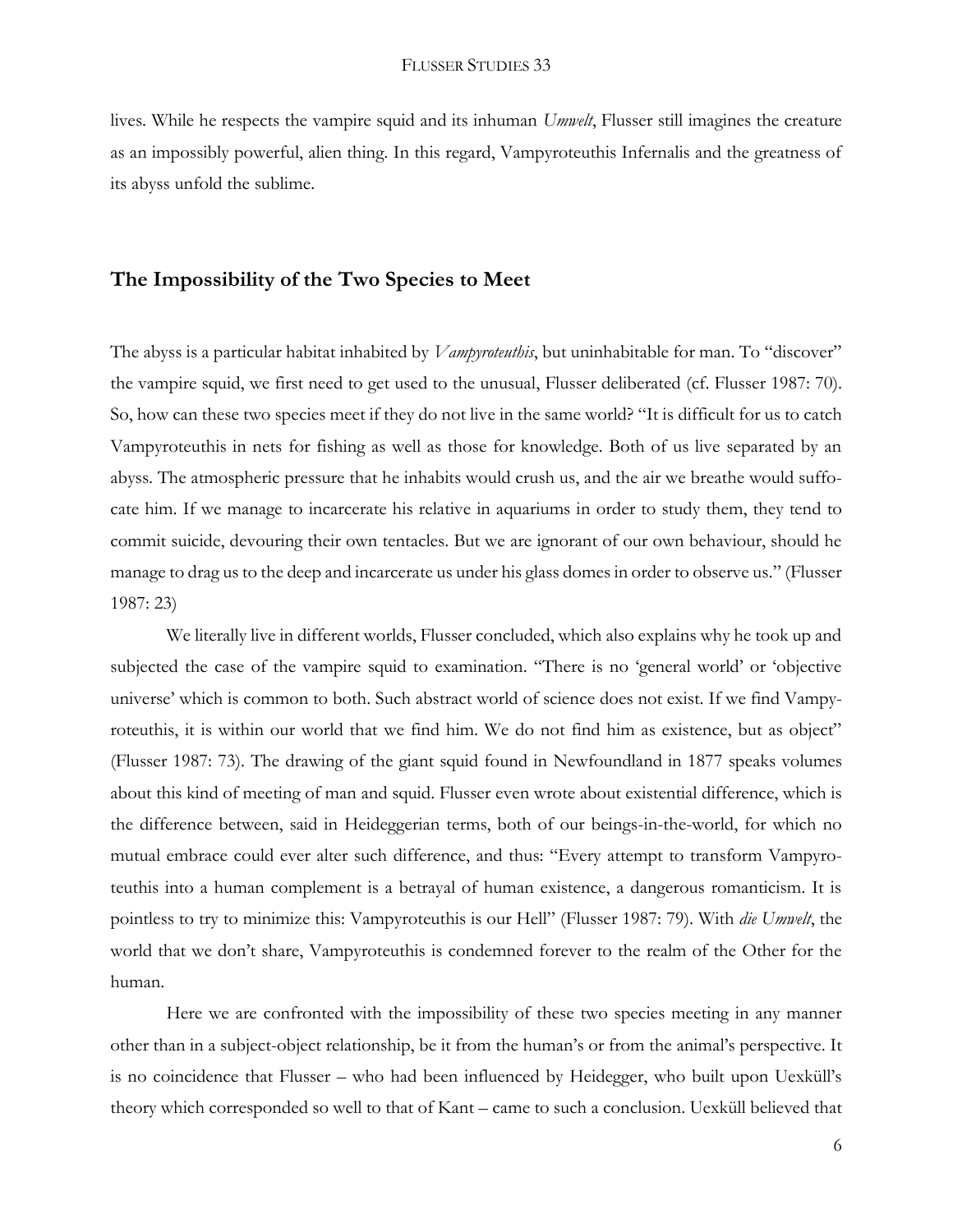lives. While he respects the vampire squid and its inhuman *Umwelt*, Flusser still imagines the creature as an impossibly powerful, alien thing. In this regard, Vampyroteuthis Infernalis and the greatness of its abyss unfold the sublime.

## The Impossibility of the Two Species to Meet

The abyss is a particular habitat inhabited by *Vampyroteuthis*, but uninhabitable for man. To "discover" the vampire squid, we first need to get used to the unusual, Flusser deliberated (cf. Flusser 1987: 70). So, how can these two species meet if they do not live in the same world? "It is difficult for us to catch Vampyroteuthis in nets for fishing as well as those for knowledge. Both of us live separated by an abyss. The atmospheric pressure that he inhabits would crush us, and the air we breathe would suffocate him. If we manage to incarcerate his relative in aquariums in order to study them, they tend to commit suicide, devouring their own tentacles. But we are ignorant of our own behaviour, should he manage to drag us to the deep and incarcerate us under his glass domes in order to observe us." (Flusser 1987: 23)

We literally live in different worlds, Flusser concluded, which also explains why he took up and subjected the case of the vampire squid to examination. "There is no 'general world' or 'objective universe' which is common to both. Such abstract world of science does not exist. If we find Vampyroteuthis, it is within our world that we find him. We do not find him as existence, but as object" (Flusser 1987: 73). The drawing of the giant squid found in Newfoundland in 1877 speaks volumes about this kind of meeting of man and squid. Flusser even wrote about existential difference, which is the difference between, said in Heideggerian terms, both of our beings-in-the-world, for which no mutual embrace could ever alter such difference, and thus: "Every attempt to transform Vampyroteuthis into a human complement is a betrayal of human existence, a dangerous romanticism. It is pointless to try to minimize this: Vampyroteuthis is our Hell" (Flusser 1987: 79). With *die Umwelt*, the world that we don't share, Vampyroteuthis is condemned forever to the realm of the Other for the human.

Here we are confronted with the impossibility of these two species meeting in any manner other than in a subject-object relationship, be it from the human's or from the animal's perspective. It is no coincidence that Flusser – who had been influenced by Heidegger, who built upon Uexküll's theory which corresponded so well to that of Kant – came to such a conclusion. Uexküll believed that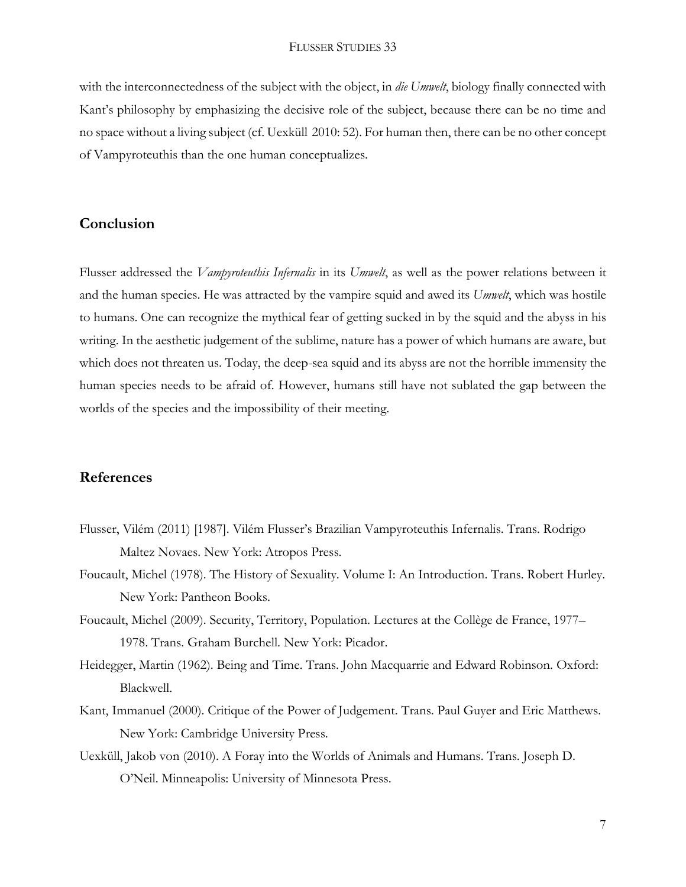with the interconnectedness of the subject with the object, in *die Umwelt*, biology finally connected with Kant's philosophy by emphasizing the decisive role of the subject, because there can be no time and no space without a living subject (cf. Uexküll 2010: 52). For human then, there can be no other concept of Vampyroteuthis than the one human conceptualizes.

## Conclusion

Flusser addressed the *Vampyroteuthis Infernalis* in its *Umwelt*, as well as the power relations between it and the human species. He was attracted by the vampire squid and awed its *Umwelt*, which was hostile to humans. One can recognize the mythical fear of getting sucked in by the squid and the abyss in his writing. In the aesthetic judgement of the sublime, nature has a power of which humans are aware, but which does not threaten us. Today, the deep-sea squid and its abyss are not the horrible immensity the human species needs to be afraid of. However, humans still have not sublated the gap between the worlds of the species and the impossibility of their meeting.

## References

Flusser, Vilém (2011) [1987]. Vilém Flusser's Brazilian Vampyroteuthis Infernalis. Trans. Rodrigo Maltez Novaes. New York: Atropos Press.

Foucault, Michel (1978). The History of Sexuality. Volume I: An Introduction. Trans. Robert Hurley. New York: Pantheon Books.

Foucault, Michel (2009). Security, Territory, Population. Lectures at the Collège de France, 1977–1978. Trans. Graham Burchell. New York: Picador.

Heidegger, Martin (1962). Being and Time. Trans. John Macquarrie and Edward Robinson. Oxford: Blackwell.

Kant, Immanuel (2000). Critique of the Power of Judgement. Trans. Paul Guyer and Eric Matthews. New York: Cambridge University Press.

Uexküll, Jakob von (2010). A Foray into the Worlds of Animals and Humans. Trans. Joseph D. O'Neil. Minneapolis: University of Minnesota Press.